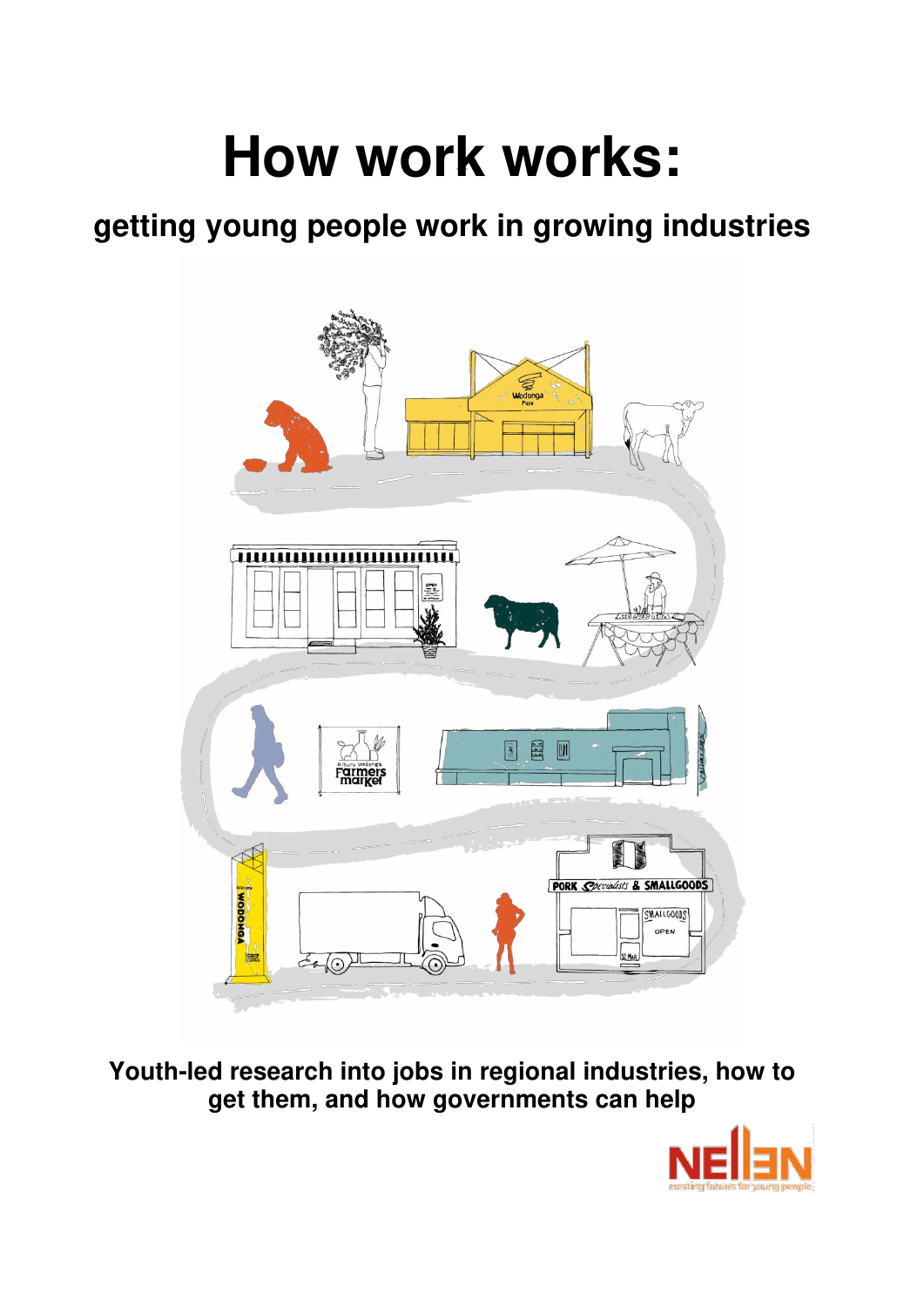# How work works:

## getting young people work in growing industries

**Youth-led research into jobs in regional industries, how to get them, and how governments can help**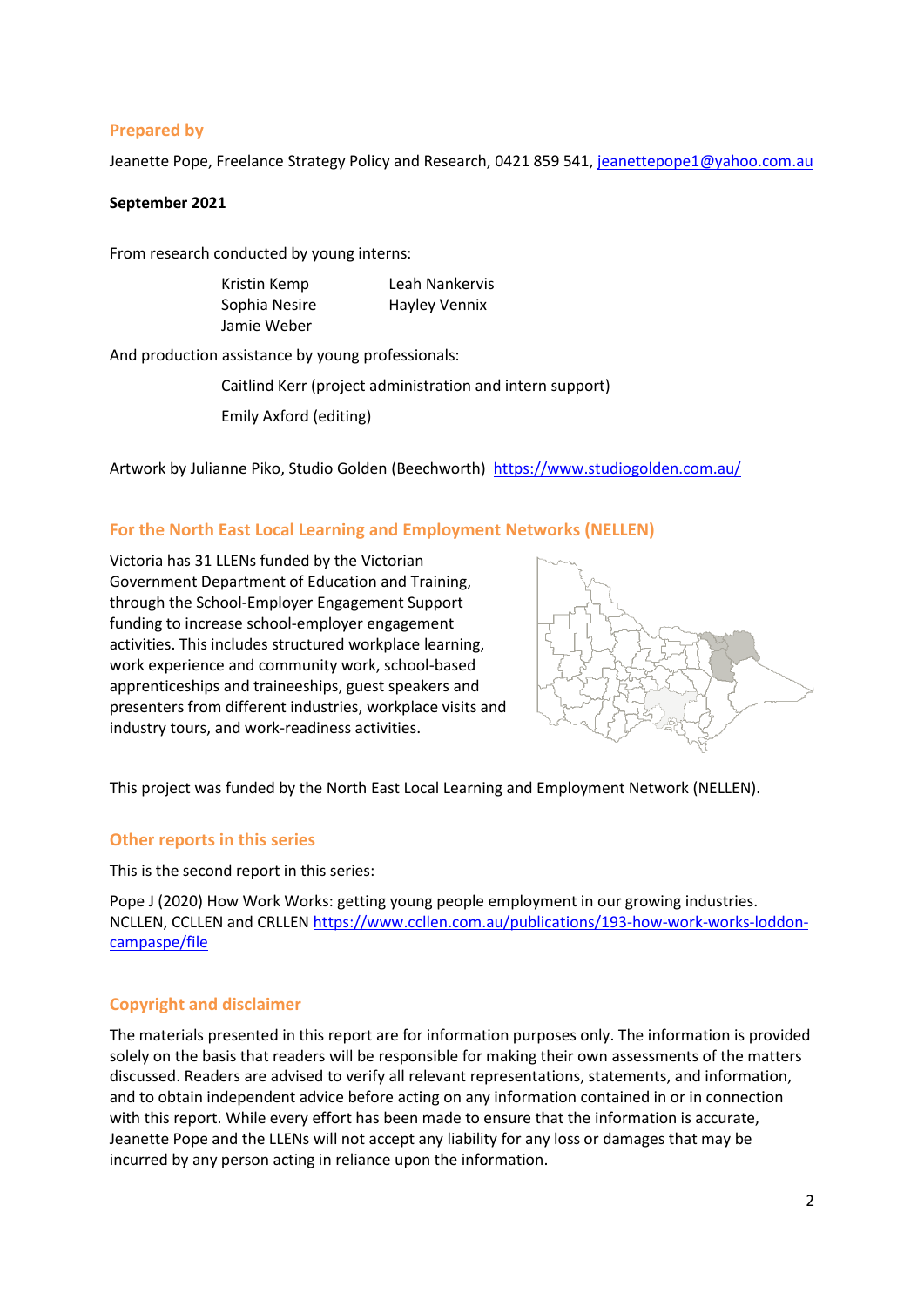## Prepared by

Jeanette Pope, Freelance Strategy Policy and Research, 0421 859 541, [jeanettepope1@yahoo.com.au](mailto:jeanettepope1@yahoo.com.au)

**September 2021**

From research conducted by young interns:

- Kristin Kemp
- Sophia Nesire
- Jamie Weber
- Leah Nankervis
- Hayley Vennix

And production assistance by young professionals:

- Caitlind Kerr (project administration and intern support)
- Emily Axford (editing)

Artwork by Julianne Piko, Studio Golden (Beechworth) [https://www.studiogolden.com.au/](https://www.studiogolden.com.au/)

## For the North East Local Learning and Employment Networks (NELLEN)

Victoria has 31 LLENs funded by the Victorian Government Department of Education and Training, through the School-Employer Engagement Support funding to increase school-employer engagement activities. This includes structured workplace learning, work experience and community work, school-based apprenticeships and traineeships, guest speakers and presenters from different industries, workplace visits and industry tours, and work-readiness activities.

This project was funded by the North East Local Learning and Employment Network (NELLEN).

## Other reports in this series

This is the second report in this series:

Pope J (2020) How Work Works: getting young people employment in our growing industries. NCLLEN, CCLLEN and CRLLEN [https://www.ccllen.com.au/publications/193-how-work-works-loddon-campaspe/file](https://www.ccllen.com.au/publications/193-how-work-works-loddon-campaspe/file)

## Copyright and disclaimer

The materials presented in this report are for information purposes only. The information is provided solely on the basis that readers will be responsible for making their own assessments of the matters discussed. Readers are advised to verify all relevant representations, statements, and information, and to obtain independent advice before acting on any information contained in or in connection with this report. While every effort has been made to ensure that the information is accurate, Jeanette Pope and the LLENs will not accept any liability for any loss or damages that may be incurred by any person acting in reliance upon the information.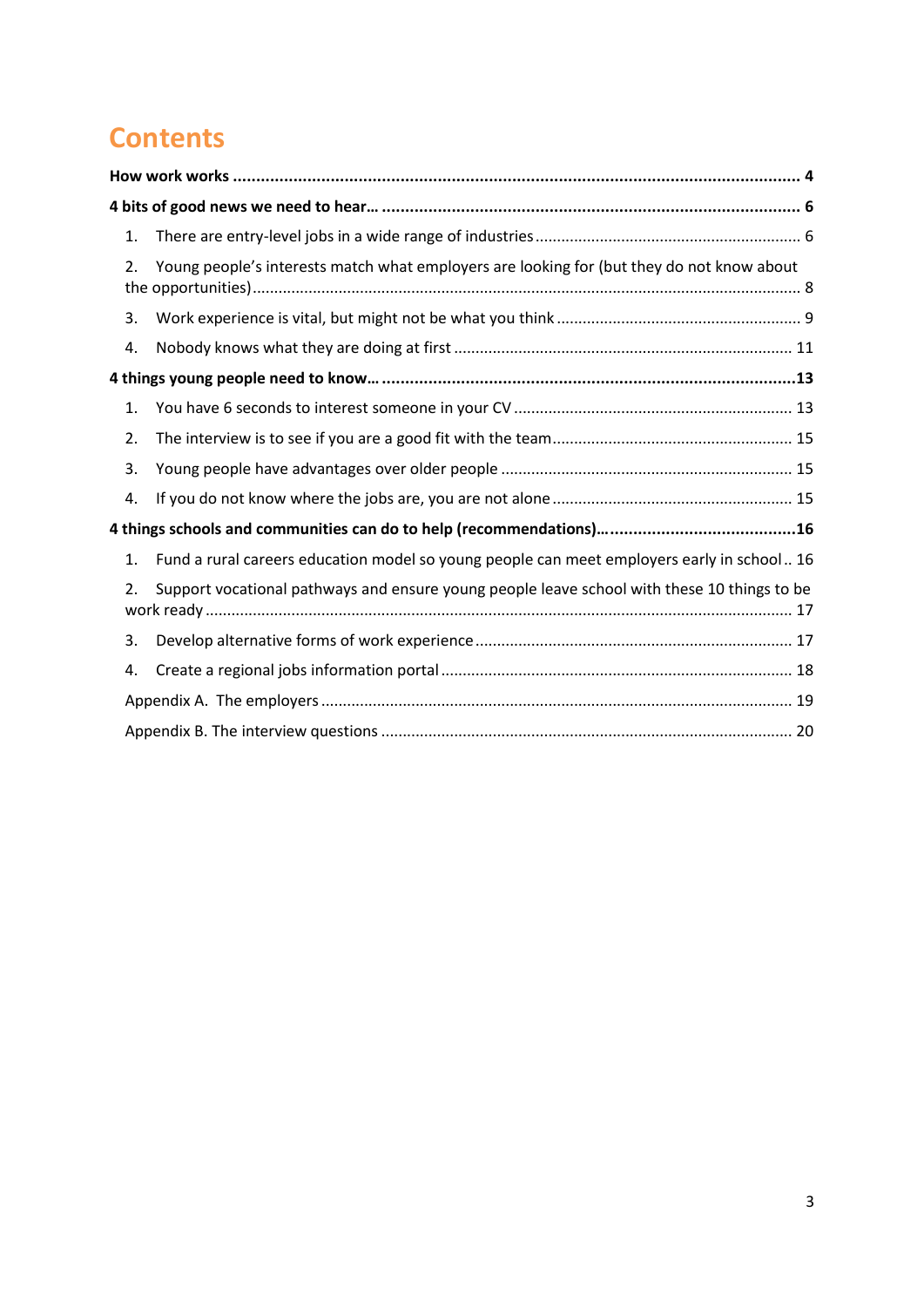# Contents

**How work works** ..... **4**

**4 bits of good news we need to hear…** ..... **6**

1. There are entry-level jobs in a wide range of industries ..... 6
2. Young people's interests match what employers are looking for (but they do not know about the opportunities) ..... 8
3. Work experience is vital, but might not be what you think ..... 9
4. Nobody knows what they are doing at first ..... 11

**4 things young people need to know…** ..... **13**

1. You have 6 seconds to interest someone in your CV ..... 13
2. The interview is to see if you are a good fit with the team ..... 15
3. Young people have advantages over older people ..... 15
4. If you do not know where the jobs are, you are not alone ..... 15

**4 things schools and communities can do to help (recommendations)…** ..... **16**

1. Fund a rural careers education model so young people can meet employers early in school .. 16
2. Support vocational pathways and ensure young people leave school with these 10 things to be work ready ..... 17
3. Develop alternative forms of work experience ..... 17
4. Create a regional jobs information portal ..... 18

Appendix A. The employers ..... 19

Appendix B. The interview questions ..... 20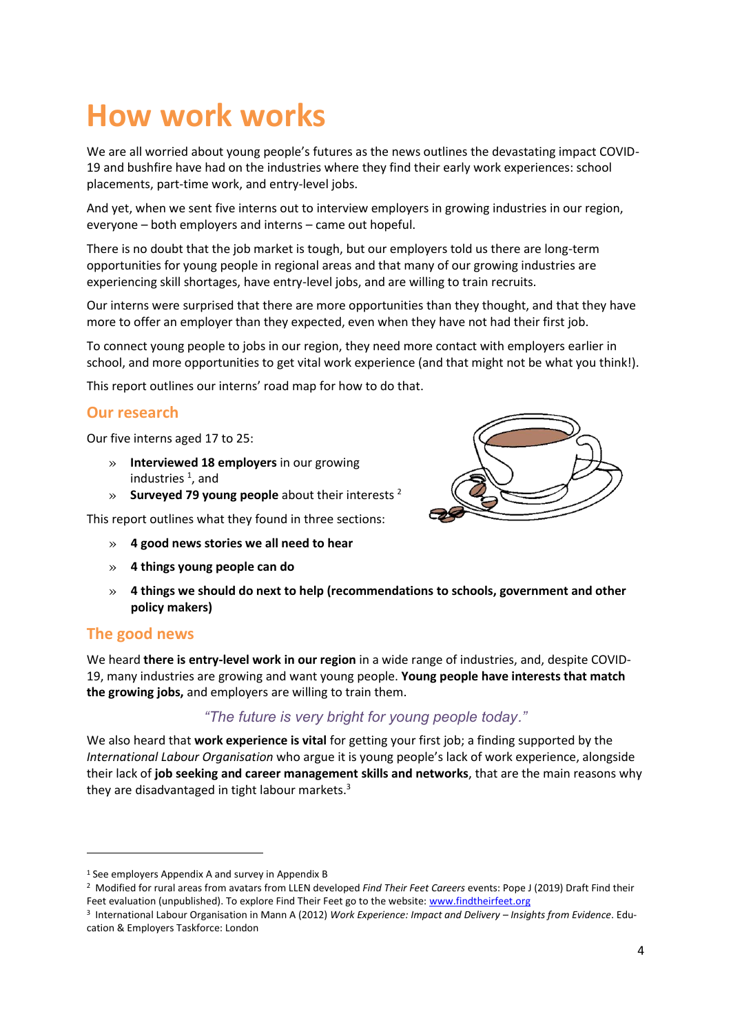# How work works

We are all worried about young people's futures as the news outlines the devastating impact COVID-19 and bushfire have had on the industries where they find their early work experiences: school placements, part-time work, and entry-level jobs.

And yet, when we sent five interns out to interview employers in growing industries in our region, everyone – both employers and interns – came out hopeful.

There is no doubt that the job market is tough, but our employers told us there are long-term opportunities for young people in regional areas and that many of our growing industries are experiencing skill shortages, have entry-level jobs, and are willing to train recruits.

Our interns were surprised that there are more opportunities than they thought, and that they have more to offer an employer than they expected, even when they have not had their first job.

To connect young people to jobs in our region, they need more contact with employers earlier in school, and more opportunities to get vital work experience (and that might not be what you think!).

This report outlines our interns' road map for how to do that.

## Our research

Our five interns aged 17 to 25:

- **Interviewed 18 employers** in our growing industries [1], and
- **Surveyed 79 young people** about their interests [2]

This report outlines what they found in three sections:

- **4 good news stories we all need to hear**
- **4 things young people can do**
- **4 things we should do next to help (recommendations to schools, government and other policy makers)**

## The good news

We heard **there is entry-level work in our region** in a wide range of industries, and, despite COVID-19, many industries are growing and want young people. **Young people have interests that match the growing jobs,** and employers are willing to train them.

*"The future is very bright for young people today."*

We also heard that **work experience is vital** for getting your first job; a finding supported by the *International Labour Organisation* who argue it is young people's lack of work experience, alongside their lack of **job seeking and career management skills and networks**, that are the main reasons why they are disadvantaged in tight labour markets.[3]

---

[1] See employers Appendix A and survey in Appendix B

[2] Modified for rural areas from avatars from LLEN developed *Find Their Feet Careers* events: Pope J (2019) Draft Find their Feet evaluation (unpublished). To explore Find Their Feet go to the website: www.findtheirfeet.org

[3] International Labour Organisation in Mann A (2012) *Work Experience: Impact and Delivery – Insights from Evidence*. Education & Employers Taskforce: London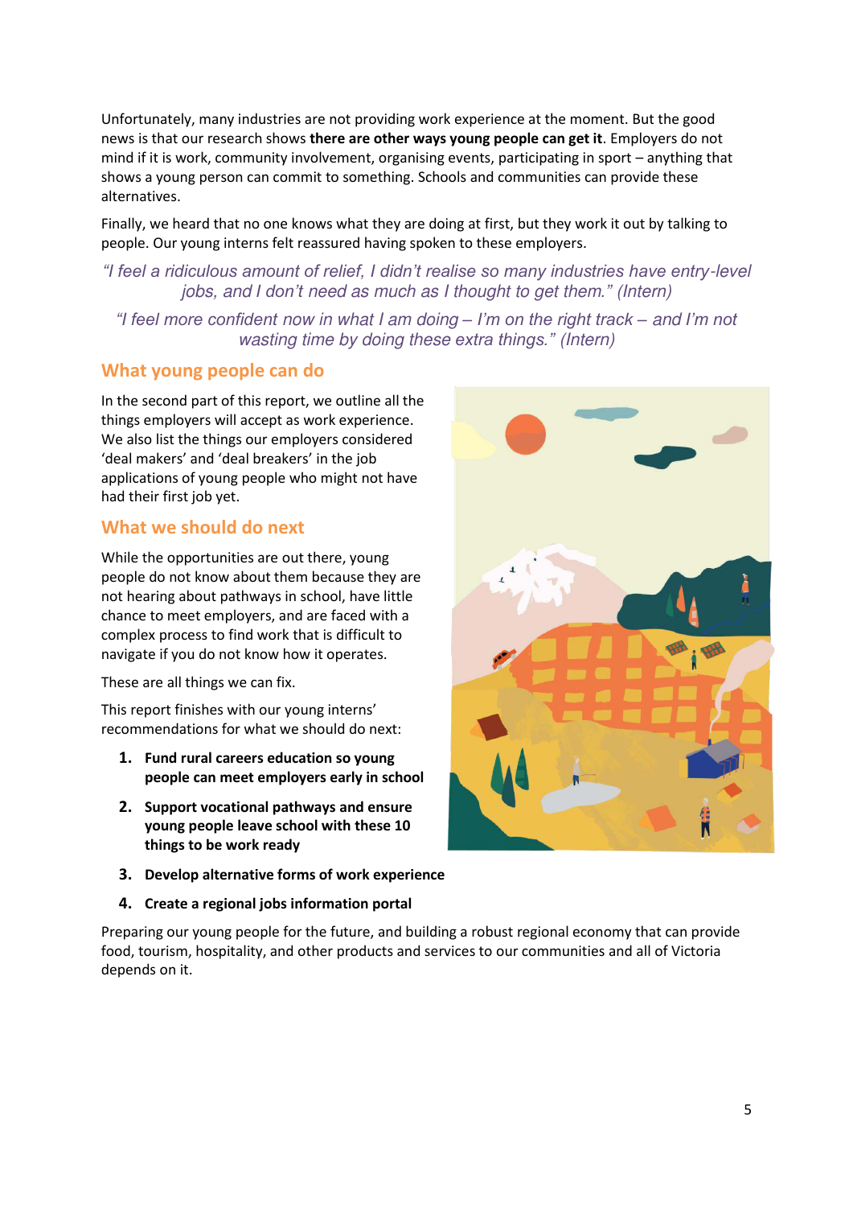Unfortunately, many industries are not providing work experience at the moment. But the good news is that our research shows **there are other ways young people can get it**. Employers do not mind if it is work, community involvement, organising events, participating in sport – anything that shows a young person can commit to something. Schools and communities can provide these alternatives.

Finally, we heard that no one knows what they are doing at first, but they work it out by talking to people. Our young interns felt reassured having spoken to these employers.

*"I feel a ridiculous amount of relief, I didn't realise so many industries have entry-level jobs, and I don't need as much as I thought to get them." (Intern)*

*"I feel more confident now in what I am doing – I'm on the right track – and I'm not wasting time by doing these extra things." (Intern)*

## What young people can do

In the second part of this report, we outline all the things employers will accept as work experience. We also list the things our employers considered 'deal makers' and 'deal breakers' in the job applications of young people who might not have had their first job yet.

## What we should do next

While the opportunities are out there, young people do not know about them because they are not hearing about pathways in school, have little chance to meet employers, and are faced with a complex process to find work that is difficult to navigate if you do not know how it operates.

These are all things we can fix.

This report finishes with our young interns' recommendations for what we should do next:

1. **Fund rural careers education so young people can meet employers early in school**
2. **Support vocational pathways and ensure young people leave school with these 10 things to be work ready**
3. **Develop alternative forms of work experience**
4. **Create a regional jobs information portal**

Preparing our young people for the future, and building a robust regional economy that can provide food, tourism, hospitality, and other products and services to our communities and all of Victoria depends on it.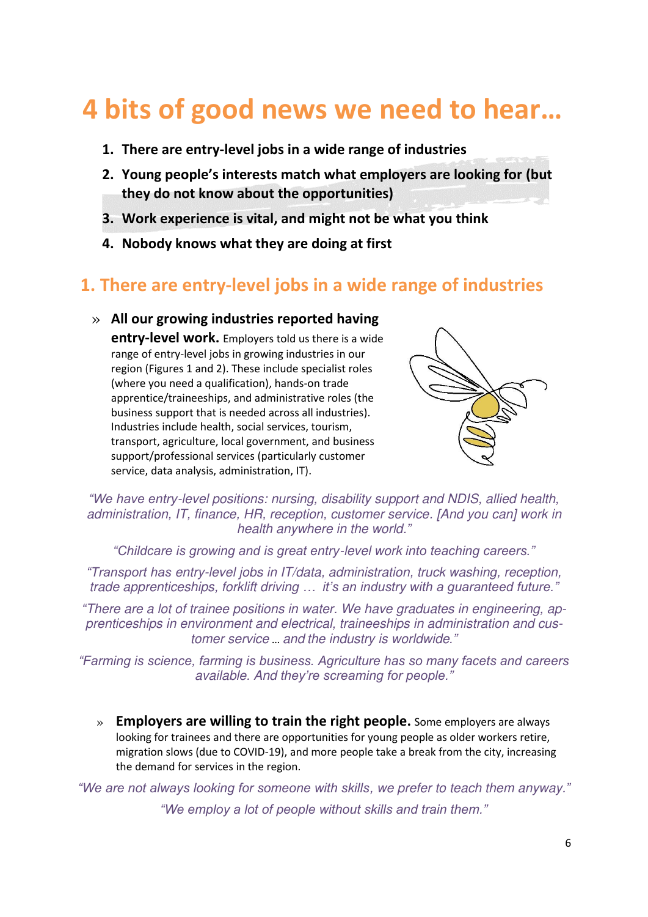# 4 bits of good news we need to hear…

1. **There are entry-level jobs in a wide range of industries**
2. **Young people's interests match what employers are looking for (but they do not know about the opportunities)**
3. **Work experience is vital, and might not be what you think**
4. **Nobody knows what they are doing at first**

## 1. There are entry-level jobs in a wide range of industries

» **All our growing industries reported having entry-level work.** Employers told us there is a wide range of entry-level jobs in growing industries in our region (Figures 1 and 2). These include specialist roles (where you need a qualification), hands-on trade apprentice/traineeships, and administrative roles (the business support that is needed across all industries). Industries include health, social services, tourism, transport, agriculture, local government, and business support/professional services (particularly customer service, data analysis, administration, IT).

*"We have entry-level positions: nursing, disability support and NDIS, allied health, administration, IT, finance, HR, reception, customer service. [And you can] work in health anywhere in the world."*

*"Childcare is growing and is great entry-level work into teaching careers."*

*"Transport has entry-level jobs in IT/data, administration, truck washing, reception, trade apprenticeships, forklift driving … it's an industry with a guaranteed future."*

*"There are a lot of trainee positions in water. We have graduates in engineering, apprenticeships in environment and electrical, traineeships in administration and customer service … and the industry is worldwide."*

*"Farming is science, farming is business. Agriculture has so many facets and careers available. And they're screaming for people."*

» **Employers are willing to train the right people.** Some employers are always looking for trainees and there are opportunities for young people as older workers retire, migration slows (due to COVID-19), and more people take a break from the city, increasing the demand for services in the region.

*"We are not always looking for someone with skills, we prefer to teach them anyway."*

*"We employ a lot of people without skills and train them."*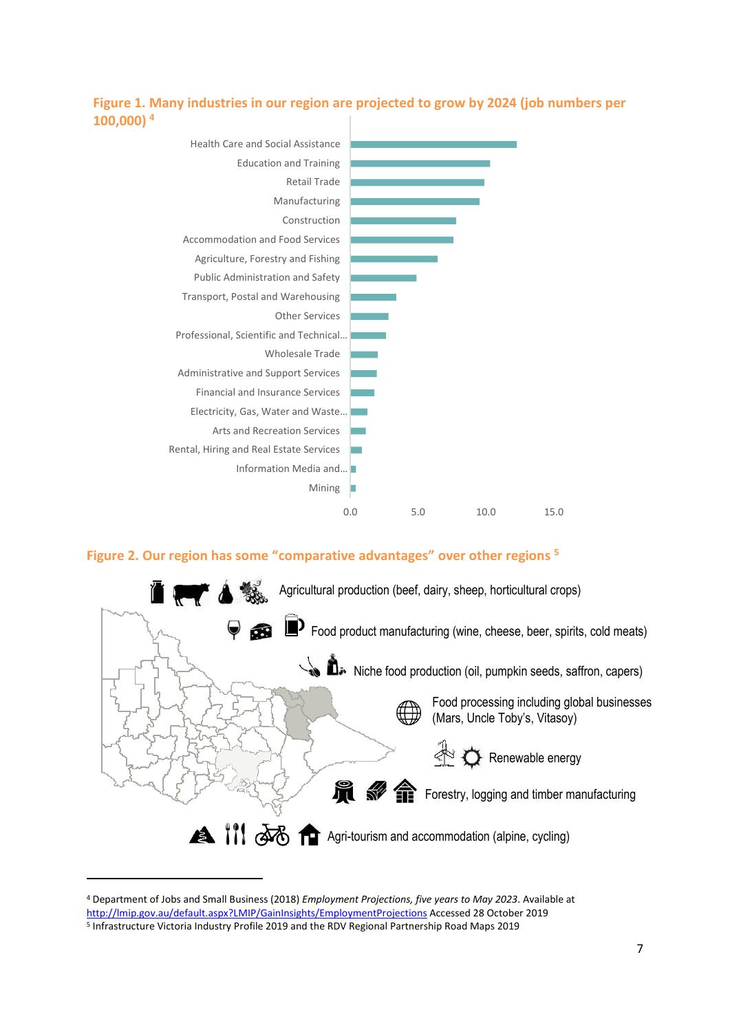**Figure 1. Many industries in our region are projected to grow by 2024 (job numbers per 100,000)** [4]

Health Care and Social Assistance
Education and Training
Retail Trade
Manufacturing
Construction
Accommodation and Food Services
Agriculture, Forestry and Fishing
Public Administration and Safety
Transport, Postal and Warehousing
Other Services
Professional, Scientific and Technical...
Wholesale Trade
Administrative and Support Services
Financial and Insurance Services
Electricity, Gas, Water and Waste...
Arts and Recreation Services
Rental, Hiring and Real Estate Services
Information Media and...
Mining

0.0 5.0 10.0 15.0

**Figure 2. Our region has some "comparative advantages" over other regions** [5]

- Agricultural production (beef, dairy, sheep, horticultural crops)
- Food product manufacturing (wine, cheese, beer, spirits, cold meats)
- Niche food production (oil, pumpkin seeds, saffron, capers)
- Food processing including global businesses (Mars, Uncle Toby's, Vitasoy)
- Renewable energy
- Forestry, logging and timber manufacturing
- Agri-tourism and accommodation (alpine, cycling)

---

[4] Department of Jobs and Small Business (2018) *Employment Projections, five years to May 2023*. Available at http://lmip.gov.au/default.aspx?LMIP/GainInsights/EmploymentProjections Accessed 28 October 2019

[5] Infrastructure Victoria Industry Profile 2019 and the RDV Regional Partnership Road Maps 2019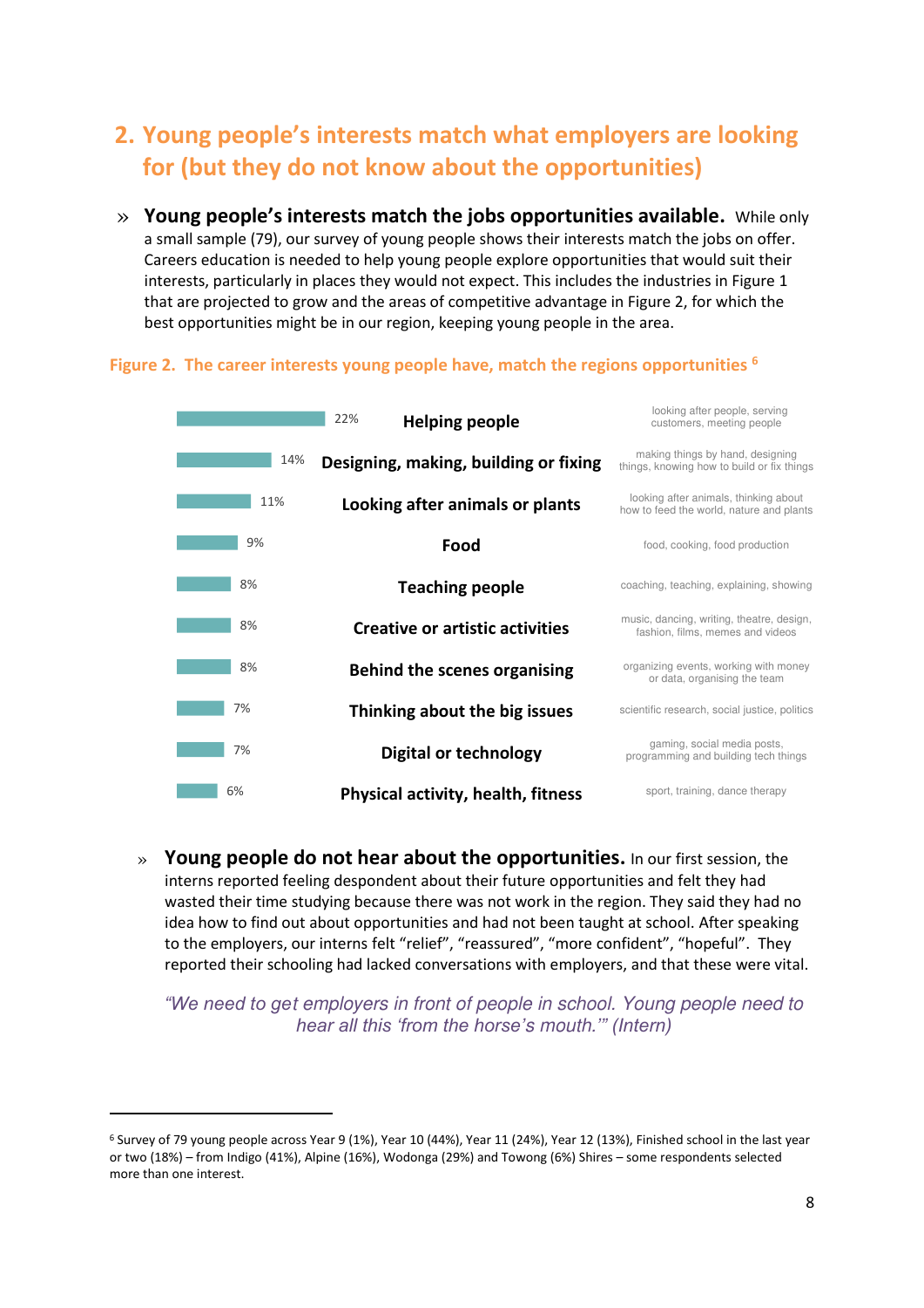## 2. Young people's interests match what employers are looking for (but they do not know about the opportunities)

» **Young people's interests match the jobs opportunities available.** While only a small sample (79), our survey of young people shows their interests match the jobs on offer. Careers education is needed to help young people explore opportunities that would suit their interests, particularly in places they would not expect. This includes the industries in Figure 1 that are projected to grow and the areas of competitive advantage in Figure 2, for which the best opportunities might be in our region, keeping young people in the area.

**Figure 2. The career interests young people have, match the regions opportunities** [6]

| % | Interest | Description |
|---|---|---|
| 22% | **Helping people** | looking after people, serving customers, meeting people |
| 14% | **Designing, making, building or fixing** | making things by hand, designing things, knowing how to build or fix things |
| 11% | **Looking after animals or plants** | looking after animals, thinking about how to feed the world, nature and plants |
| 9% | **Food** | food, cooking, food production |
| 8% | **Teaching people** | coaching, teaching, explaining, showing |
| 8% | **Creative or artistic activities** | music, dancing, writing, theatre, design, fashion, films, memes and videos |
| 8% | **Behind the scenes organising** | organizing events, working with money or data, organising the team |
| 7% | **Thinking about the big issues** | scientific research, social justice, politics |
| 7% | **Digital or technology** | gaming, social media posts, programming and building tech things |
| 6% | **Physical activity, health, fitness** | sport, training, dance therapy |

» **Young people do not hear about the opportunities.** In our first session, the interns reported feeling despondent about their future opportunities and felt they had wasted their time studying because there was not work in the region. They said they had no idea how to find out about opportunities and had not been taught at school. After speaking to the employers, our interns felt "relief", "reassured", "more confident", "hopeful". They reported their schooling had lacked conversations with employers, and that these were vital.

*"We need to get employers in front of people in school. Young people need to hear all this 'from the horse's mouth.'" (Intern)*

---

[6] Survey of 79 young people across Year 9 (1%), Year 10 (44%), Year 11 (24%), Year 12 (13%), Finished school in the last year or two (18%) – from Indigo (41%), Alpine (16%), Wodonga (29%) and Towong (6%) Shires – some respondents selected more than one interest.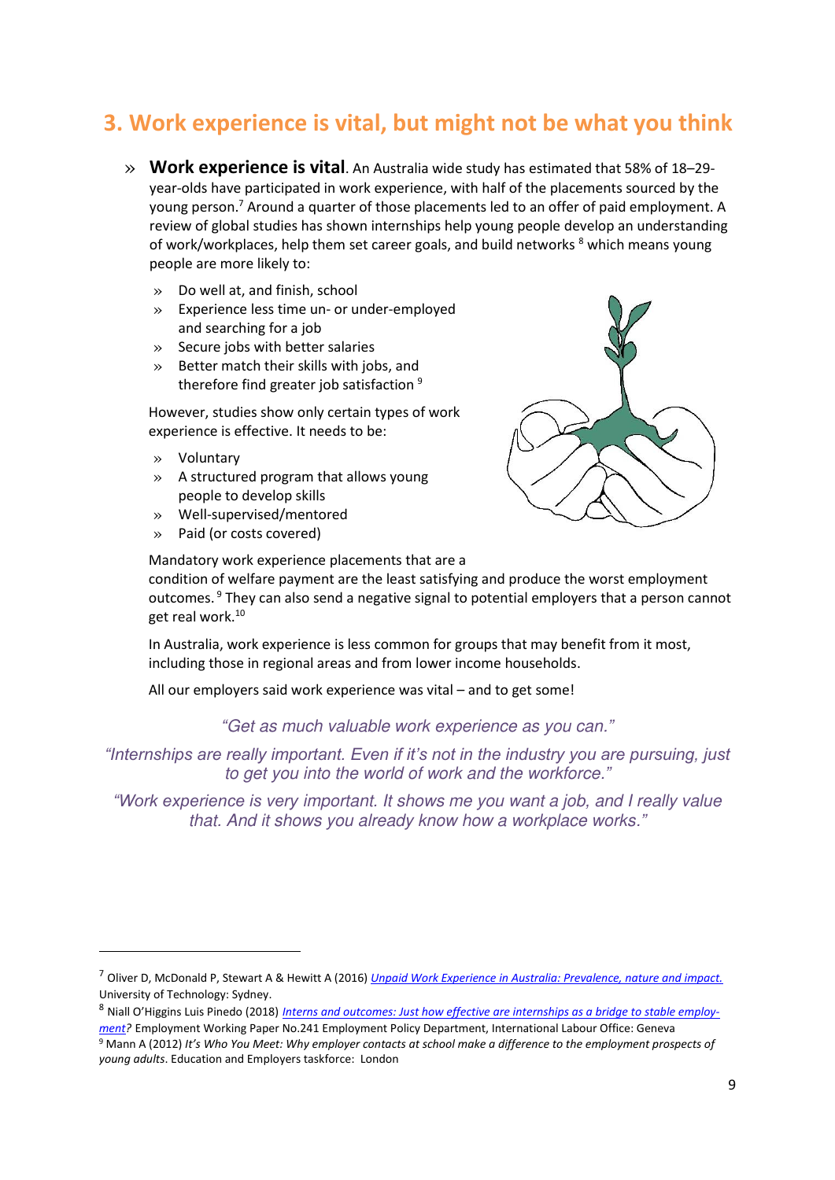## 3. Work experience is vital, but might not be what you think

- **Work experience is vital**. An Australia wide study has estimated that 58% of 18–29-year-olds have participated in work experience, with half of the placements sourced by the young person.[7] Around a quarter of those placements led to an offer of paid employment. A review of global studies has shown internships help young people develop an understanding of work/workplaces, help them set career goals, and build networks [8] which means young people are more likely to:

  - Do well at, and finish, school
  - Experience less time un- or under-employed and searching for a job
  - Secure jobs with better salaries
  - Better match their skills with jobs, and therefore find greater job satisfaction [9]

  However, studies show only certain types of work experience is effective. It needs to be:

  - Voluntary
  - A structured program that allows young people to develop skills
  - Well-supervised/mentored
  - Paid (or costs covered)

  Mandatory work experience placements that are a condition of welfare payment are the least satisfying and produce the worst employment outcomes. [9] They can also send a negative signal to potential employers that a person cannot get real work.[10]

  In Australia, work experience is less common for groups that may benefit from it most, including those in regional areas and from lower income households.

  All our employers said work experience was vital – and to get some!

*"Get as much valuable work experience as you can."*

*"Internships are really important. Even if it's not in the industry you are pursuing, just to get you into the world of work and the workforce."*

*"Work experience is very important. It shows me you want a job, and I really value that. And it shows you already know how a workplace works."*

---

[7] Oliver D, McDonald P, Stewart A & Hewitt A (2016) *Unpaid Work Experience in Australia: Prevalence, nature and impact.* University of Technology: Sydney.

[8] Niall O'Higgins Luis Pinedo (2018) *Interns and outcomes: Just how effective are internships as a bridge to stable employment?* Employment Working Paper No.241 Employment Policy Department, International Labour Office: Geneva

[9] Mann A (2012) *It's Who You Meet: Why employer contacts at school make a difference to the employment prospects of young adults*. Education and Employers taskforce: London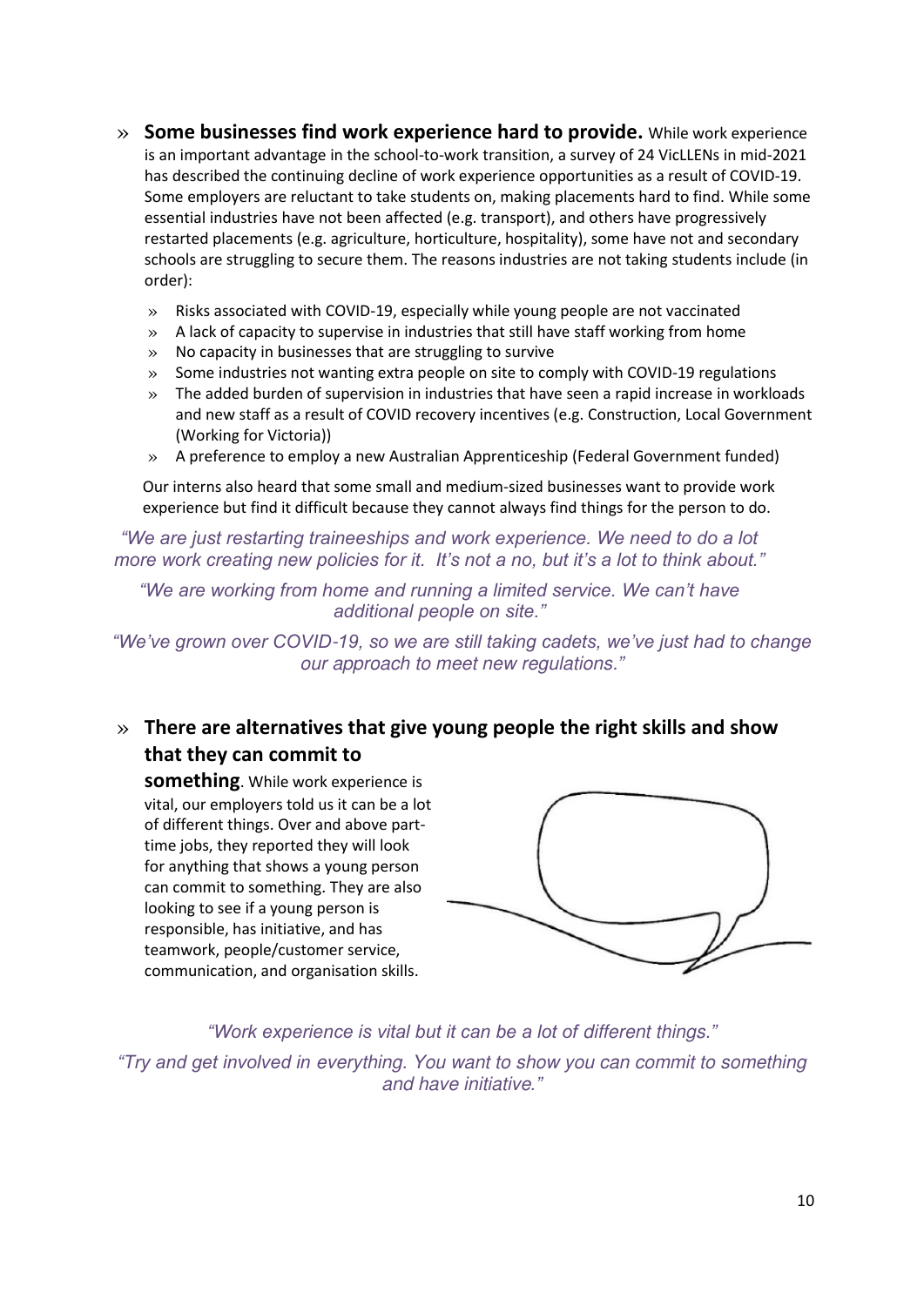- **Some businesses find work experience hard to provide.** While work experience is an important advantage in the school-to-work transition, a survey of 24 VicLLENs in mid-2021 has described the continuing decline of work experience opportunities as a result of COVID-19. Some employers are reluctant to take students on, making placements hard to find. While some essential industries have not been affected (e.g. transport), and others have progressively restarted placements (e.g. agriculture, horticulture, hospitality), some have not and secondary schools are struggling to secure them. The reasons industries are not taking students include (in order):
  - Risks associated with COVID-19, especially while young people are not vaccinated
  - A lack of capacity to supervise in industries that still have staff working from home
  - No capacity in businesses that are struggling to survive
  - Some industries not wanting extra people on site to comply with COVID-19 regulations
  - The added burden of supervision in industries that have seen a rapid increase in workloads and new staff as a result of COVID recovery incentives (e.g. Construction, Local Government (Working for Victoria))
  - A preference to employ a new Australian Apprenticeship (Federal Government funded)

  Our interns also heard that some small and medium-sized businesses want to provide work experience but find it difficult because they cannot always find things for the person to do.

*"We are just restarting traineeships and work experience. We need to do a lot more work creating new policies for it. It's not a no, but it's a lot to think about."*

*"We are working from home and running a limited service. We can't have additional people on site."*

*"We've grown over COVID-19, so we are still taking cadets, we've just had to change our approach to meet new regulations."*

- **There are alternatives that give young people the right skills and show that they can commit to something**. While work experience is vital, our employers told us it can be a lot of different things. Over and above part-time jobs, they reported they will look for anything that shows a young person can commit to something. They are also looking to see if a young person is responsible, has initiative, and has teamwork, people/customer service, communication, and organisation skills.

*"Work experience is vital but it can be a lot of different things."*

*"Try and get involved in everything. You want to show you can commit to something and have initiative."*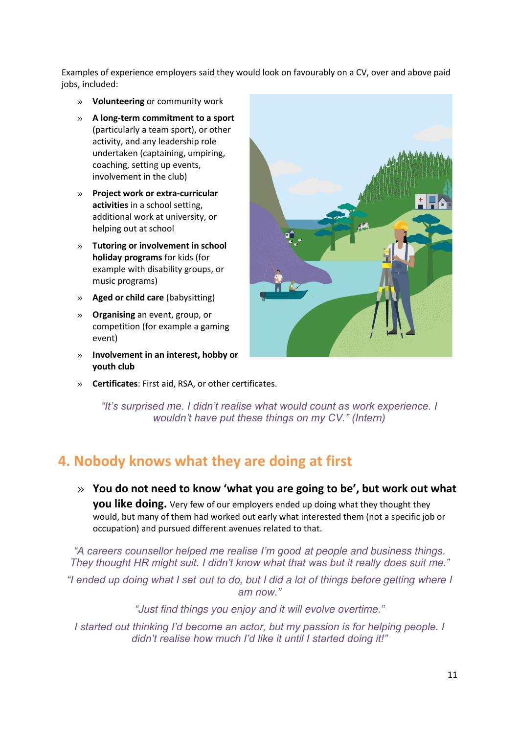Examples of experience employers said they would look on favourably on a CV, over and above paid jobs, included:

- **Volunteering** or community work
- **A long-term commitment to a sport** (particularly a team sport), or other activity, and any leadership role undertaken (captaining, umpiring, coaching, setting up events, involvement in the club)
- **Project work or extra-curricular activities** in a school setting, additional work at university, or helping out at school
- **Tutoring or involvement in school holiday programs** for kids (for example with disability groups, or music programs)
- **Aged or child care** (babysitting)
- **Organising** an event, group, or competition (for example a gaming event)
- **Involvement in an interest, hobby or youth club**
- **Certificates**: First aid, RSA, or other certificates.

*"It's surprised me. I didn't realise what would count as work experience. I wouldn't have put these things on my CV." (Intern)*

## 4. Nobody knows what they are doing at first

- **You do not need to know 'what you are going to be', but work out what you like doing.** Very few of our employers ended up doing what they thought they would, but many of them had worked out early what interested them (not a specific job or occupation) and pursued different avenues related to that.

*"A careers counsellor helped me realise I'm good at people and business things. They thought HR might suit. I didn't know what that was but it really does suit me."*

*"I ended up doing what I set out to do, but I did a lot of things before getting where I am now."*

*"Just find things you enjoy and it will evolve overtime."*

*I started out thinking I'd become an actor, but my passion is for helping people. I didn't realise how much I'd like it until I started doing it!"*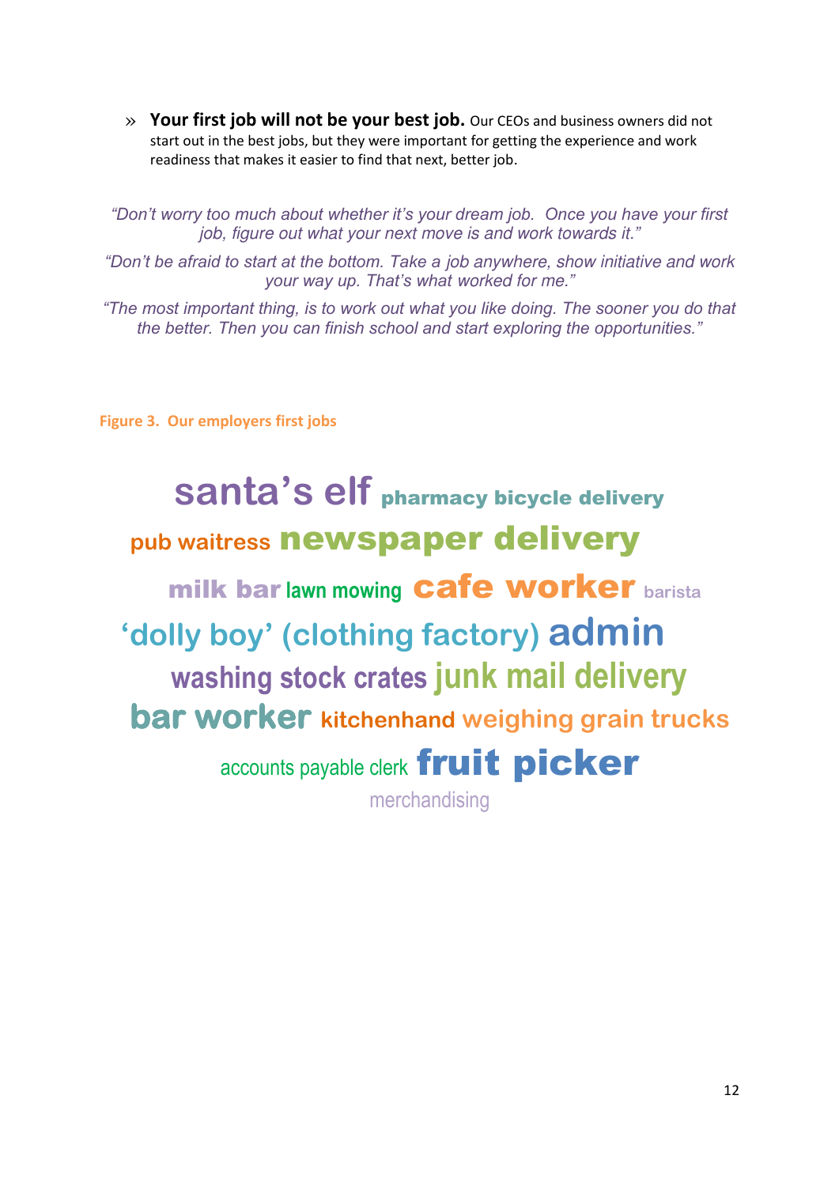- **Your first job will not be your best job.** Our CEOs and business owners did not start out in the best jobs, but they were important for getting the experience and work readiness that makes it easier to find that next, better job.

*"Don't worry too much about whether it's your dream job. Once you have your first job, figure out what your next move is and work towards it."*

*"Don't be afraid to start at the bottom. Take a job anywhere, show initiative and work your way up. That's what worked for me."*

*"The most important thing, is to work out what you like doing. The sooner you do that the better. Then you can finish school and start exploring the opportunities."*

**Figure 3. Our employers first jobs**

santa's elf pharmacy bicycle delivery
pub waitress newspaper delivery
milk bar lawn mowing cafe worker barista
'dolly boy' (clothing factory) admin
washing stock crates junk mail delivery
bar worker kitchenhand weighing grain trucks
accounts payable clerk fruit picker
merchandising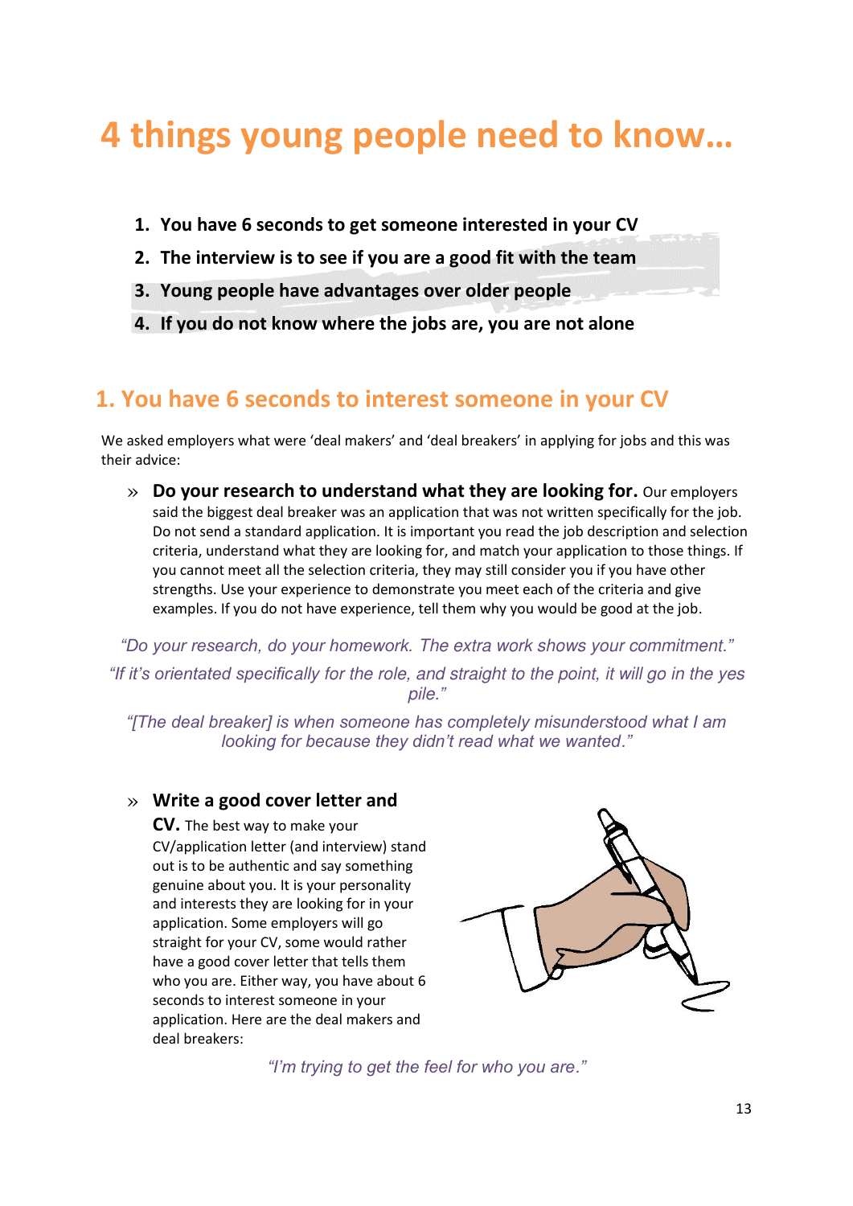# 4 things young people need to know…

1. **You have 6 seconds to get someone interested in your CV**
2. **The interview is to see if you are a good fit with the team**
3. **Young people have advantages over older people**
4. **If you do not know where the jobs are, you are not alone**

## 1. You have 6 seconds to interest someone in your CV

We asked employers what were 'deal makers' and 'deal breakers' in applying for jobs and this was their advice:

- **Do your research to understand what they are looking for.** Our employers said the biggest deal breaker was an application that was not written specifically for the job. Do not send a standard application. It is important you read the job description and selection criteria, understand what they are looking for, and match your application to those things. If you cannot meet all the selection criteria, they may still consider you if you have other strengths. Use your experience to demonstrate you meet each of the criteria and give examples. If you do not have experience, tell them why you would be good at the job.

*"Do your research, do your homework. The extra work shows your commitment."*

*"If it's orientated specifically for the role, and straight to the point, it will go in the yes pile."*

*"[The deal breaker] is when someone has completely misunderstood what I am looking for because they didn't read what we wanted."*

- **Write a good cover letter and CV.** The best way to make your CV/application letter (and interview) stand out is to be authentic and say something genuine about you. It is your personality and interests they are looking for in your application. Some employers will go straight for your CV, some would rather have a good cover letter that tells them who you are. Either way, you have about 6 seconds to interest someone in your application. Here are the deal makers and deal breakers:

*"I'm trying to get the feel for who you are."*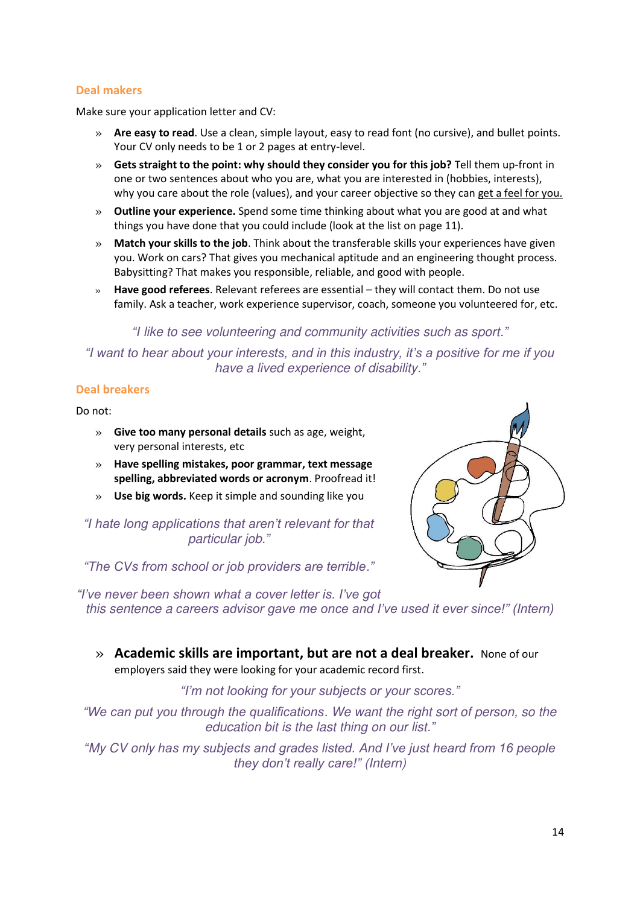## Deal makers

Make sure your application letter and CV:

- **Are easy to read**. Use a clean, simple layout, easy to read font (no cursive), and bullet points. Your CV only needs to be 1 or 2 pages at entry-level.
- **Gets straight to the point: why should they consider you for this job?** Tell them up-front in one or two sentences about who you are, what you are interested in (hobbies, interests), why you care about the role (values), and your career objective so they can get a feel for you.
- **Outline your experience.** Spend some time thinking about what you are good at and what things you have done that you could include (look at the list on page 11).
- **Match your skills to the job**. Think about the transferable skills your experiences have given you. Work on cars? That gives you mechanical aptitude and an engineering thought process. Babysitting? That makes you responsible, reliable, and good with people.
- **Have good referees**. Relevant referees are essential – they will contact them. Do not use family. Ask a teacher, work experience supervisor, coach, someone you volunteered for, etc.

*"I like to see volunteering and community activities such as sport."*

*"I want to hear about your interests, and in this industry, it's a positive for me if you have a lived experience of disability."*

## Deal breakers

Do not:

- **Give too many personal details** such as age, weight, very personal interests, etc
- **Have spelling mistakes, poor grammar, text message spelling, abbreviated words or acronym**. Proofread it!
- **Use big words.** Keep it simple and sounding like you

*"I hate long applications that aren't relevant for that particular job."*

*"The CVs from school or job providers are terrible."*

*"I've never been shown what a cover letter is. I've got this sentence a careers advisor gave me once and I've used it ever since!" (Intern)*

- **Academic skills are important, but are not a deal breaker.** None of our employers said they were looking for your academic record first.

*"I'm not looking for your subjects or your scores."*

*"We can put you through the qualifications. We want the right sort of person, so the education bit is the last thing on our list."*

*"My CV only has my subjects and grades listed. And I've just heard from 16 people they don't really care!" (Intern)*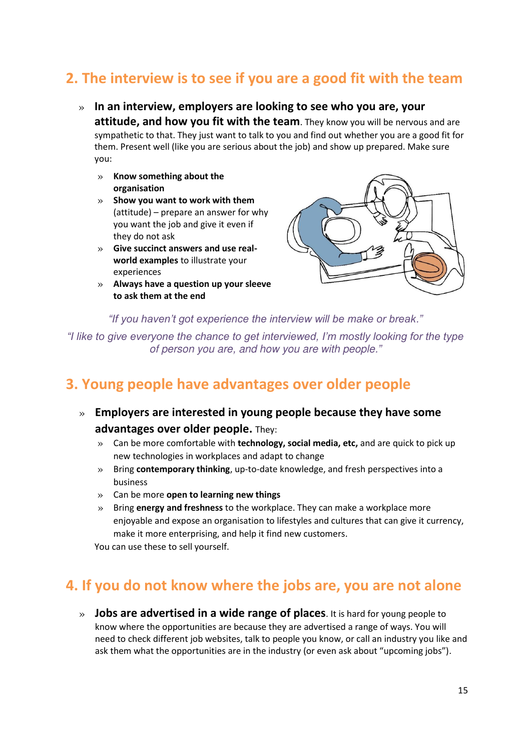## 2. The interview is to see if you are a good fit with the team

- **In an interview, employers are looking to see who you are, your attitude, and how you fit with the team**. They know you will be nervous and are sympathetic to that. They just want to talk to you and find out whether you are a good fit for them. Present well (like you are serious about the job) and show up prepared. Make sure you:
  - **Know something about the organisation**
  - **Show you want to work with them** (attitude) – prepare an answer for why you want the job and give it even if they do not ask
  - **Give succinct answers and use real-world examples** to illustrate your experiences
  - **Always have a question up your sleeve to ask them at the end**

*"If you haven't got experience the interview will be make or break."*

*"I like to give everyone the chance to get interviewed, I'm mostly looking for the type of person you are, and how you are with people."*

## 3. Young people have advantages over older people

- **Employers are interested in young people because they have some advantages over older people.** They:
  - Can be more comfortable with **technology, social media, etc,** and are quick to pick up new technologies in workplaces and adapt to change
  - Bring **contemporary thinking**, up-to-date knowledge, and fresh perspectives into a business
  - Can be more **open to learning new things**
  - Bring **energy and freshness** to the workplace. They can make a workplace more enjoyable and expose an organisation to lifestyles and cultures that can give it currency, make it more enterprising, and help it find new customers.

  You can use these to sell yourself.

## 4. If you do not know where the jobs are, you are not alone

- **Jobs are advertised in a wide range of places**. It is hard for young people to know where the opportunities are because they are advertised a range of ways. You will need to check different job websites, talk to people you know, or call an industry you like and ask them what the opportunities are in the industry (or even ask about "upcoming jobs").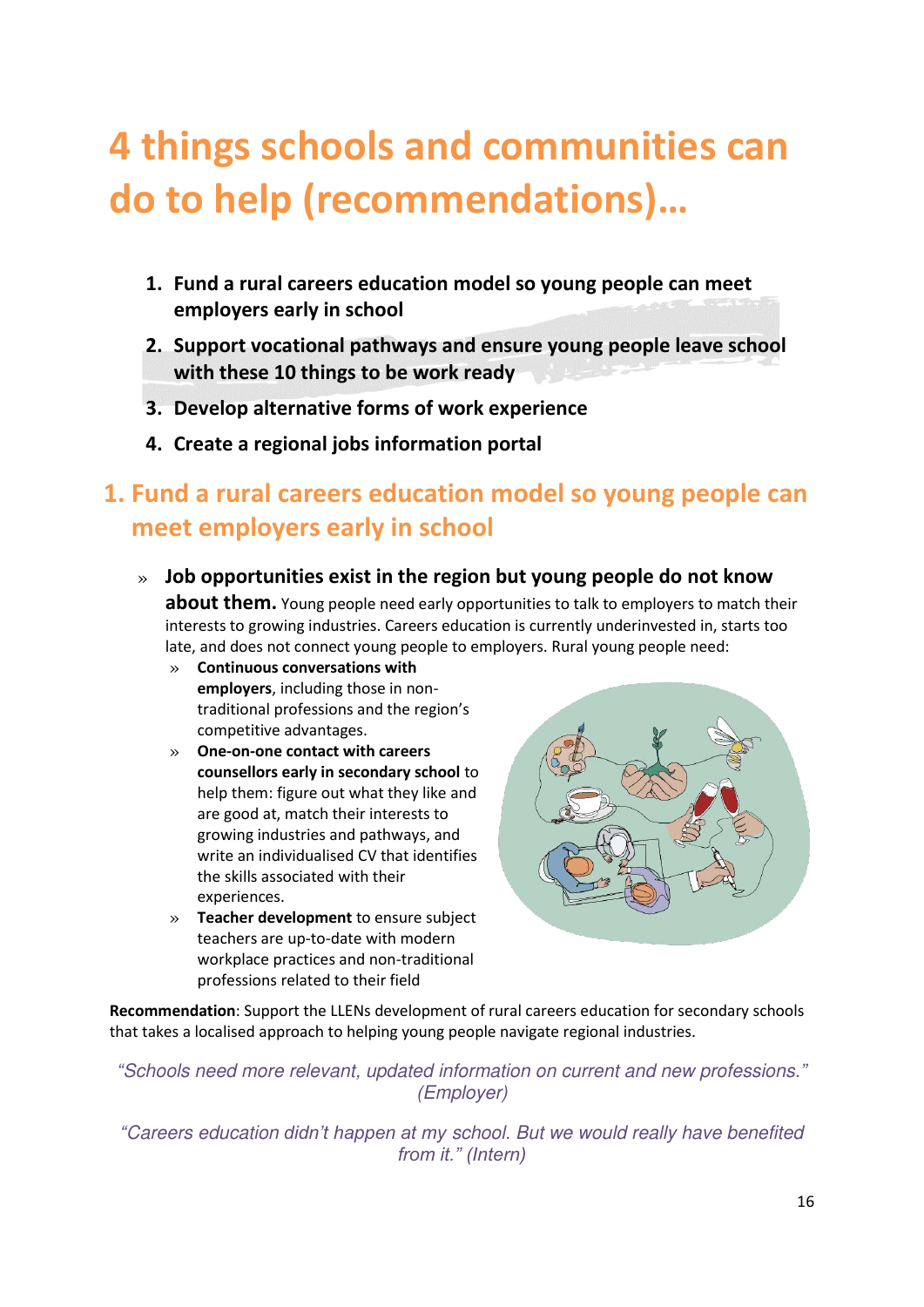# 4 things schools and communities can do to help (recommendations)…

1. **Fund a rural careers education model so young people can meet employers early in school**
2. **Support vocational pathways and ensure young people leave school with these 10 things to be work ready**
3. **Develop alternative forms of work experience**
4. **Create a regional jobs information portal**

## 1. Fund a rural careers education model so young people can meet employers early in school

- **Job opportunities exist in the region but young people do not know about them.** Young people need early opportunities to talk to employers to match their interests to growing industries. Careers education is currently underinvested in, starts too late, and does not connect young people to employers. Rural young people need:
  - **Continuous conversations with employers**, including those in non-traditional professions and the region's competitive advantages.
  - **One-on-one contact with careers counsellors early in secondary school** to help them: figure out what they like and are good at, match their interests to growing industries and pathways, and write an individualised CV that identifies the skills associated with their experiences.
  - **Teacher development** to ensure subject teachers are up-to-date with modern workplace practices and non-traditional professions related to their field

**Recommendation**: Support the LLENs development of rural careers education for secondary schools that takes a localised approach to helping young people navigate regional industries.

*"Schools need more relevant, updated information on current and new professions." (Employer)*

*"Careers education didn't happen at my school. But we would really have benefited from it." (Intern)*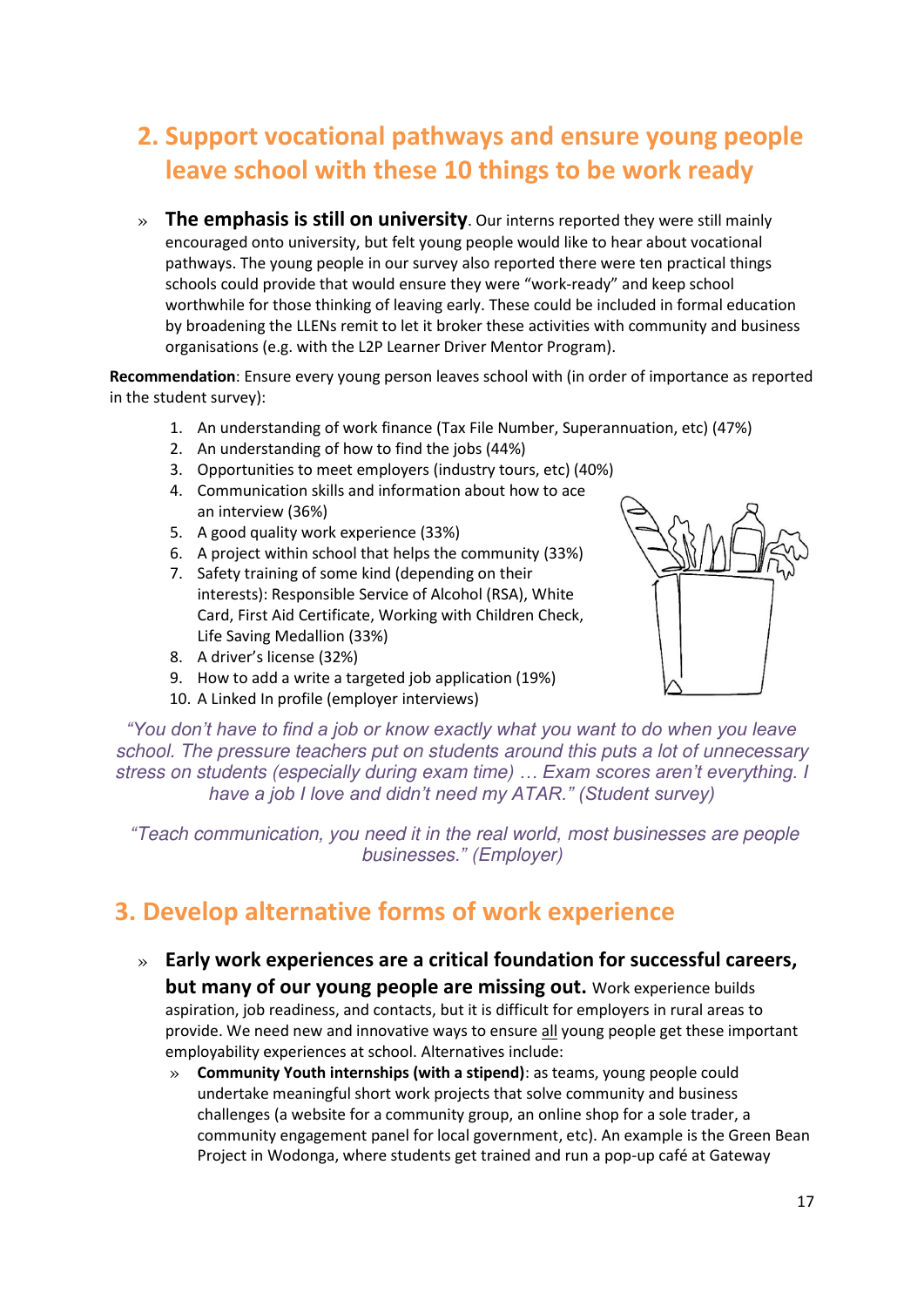## 2. Support vocational pathways and ensure young people leave school with these 10 things to be work ready

» **The emphasis is still on university**. Our interns reported they were still mainly encouraged onto university, but felt young people would like to hear about vocational pathways. The young people in our survey also reported there were ten practical things schools could provide that would ensure they were "work-ready" and keep school worthwhile for those thinking of leaving early. These could be included in formal education by broadening the LLENs remit to let it broker these activities with community and business organisations (e.g. with the L2P Learner Driver Mentor Program).

**Recommendation**: Ensure every young person leaves school with (in order of importance as reported in the student survey):

1. An understanding of work finance (Tax File Number, Superannuation, etc) (47%)
2. An understanding of how to find the jobs (44%)
3. Opportunities to meet employers (industry tours, etc) (40%)
4. Communication skills and information about how to ace an interview (36%)
5. A good quality work experience (33%)
6. A project within school that helps the community (33%)
7. Safety training of some kind (depending on their interests): Responsible Service of Alcohol (RSA), White Card, First Aid Certificate, Working with Children Check, Life Saving Medallion (33%)
8. A driver's license (32%)
9. How to add a write a targeted job application (19%)
10. A Linked In profile (employer interviews)

*"You don't have to find a job or know exactly what you want to do when you leave school. The pressure teachers put on students around this puts a lot of unnecessary stress on students (especially during exam time) … Exam scores aren't everything. I have a job I love and didn't need my ATAR." (Student survey)*

*"Teach communication, you need it in the real world, most businesses are people businesses." (Employer)*

## 3. Develop alternative forms of work experience

» **Early work experiences are a critical foundation for successful careers, but many of our young people are missing out.** Work experience builds aspiration, job readiness, and contacts, but it is difficult for employers in rural areas to provide. We need new and innovative ways to ensure all young people get these important employability experiences at school. Alternatives include:

   » **Community Youth internships (with a stipend)**: as teams, young people could undertake meaningful short work projects that solve community and business challenges (a website for a community group, an online shop for a sole trader, a community engagement panel for local government, etc). An example is the Green Bean Project in Wodonga, where students get trained and run a pop-up café at Gateway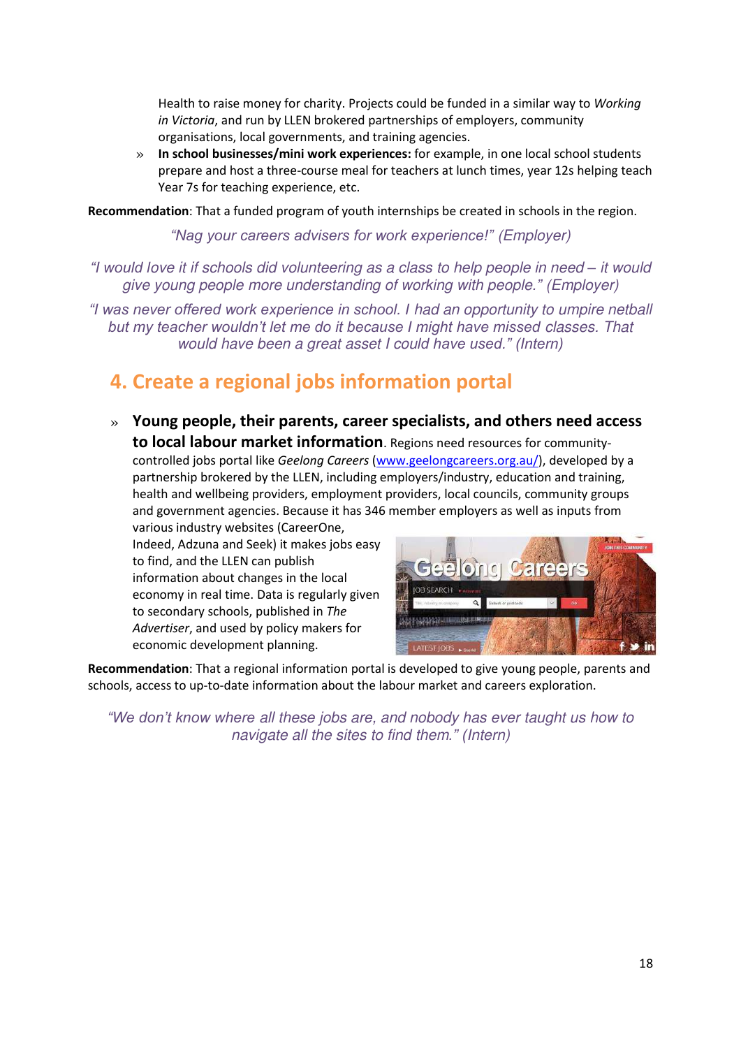Health to raise money for charity. Projects could be funded in a similar way to *Working in Victoria*, and run by LLEN brokered partnerships of employers, community organisations, local governments, and training agencies.

- **In school businesses/mini work experiences:** for example, in one local school students prepare and host a three-course meal for teachers at lunch times, year 12s helping teach Year 7s for teaching experience, etc.

**Recommendation**: That a funded program of youth internships be created in schools in the region.

*"Nag your careers advisers for work experience!" (Employer)*

*"I would love it if schools did volunteering as a class to help people in need – it would give young people more understanding of working with people." (Employer)*

*"I was never offered work experience in school. I had an opportunity to umpire netball but my teacher wouldn't let me do it because I might have missed classes. That would have been a great asset I could have used." (Intern)*

## 4. Create a regional jobs information portal

- **Young people, their parents, career specialists, and others need access to local labour market information**. Regions need resources for community-controlled jobs portal like *Geelong Careers* (www.geelongcareers.org.au/), developed by a partnership brokered by the LLEN, including employers/industry, education and training, health and wellbeing providers, employment providers, local councils, community groups and government agencies. Because it has 346 member employers as well as inputs from various industry websites (CareerOne, Indeed, Adzuna and Seek) it makes jobs easy to find, and the LLEN can publish information about changes in the local economy in real time. Data is regularly given to secondary schools, published in *The Advertiser*, and used by policy makers for economic development planning.

**Recommendation**: That a regional information portal is developed to give young people, parents and schools, access to up-to-date information about the labour market and careers exploration.

*"We don't know where all these jobs are, and nobody has ever taught us how to navigate all the sites to find them." (Intern)*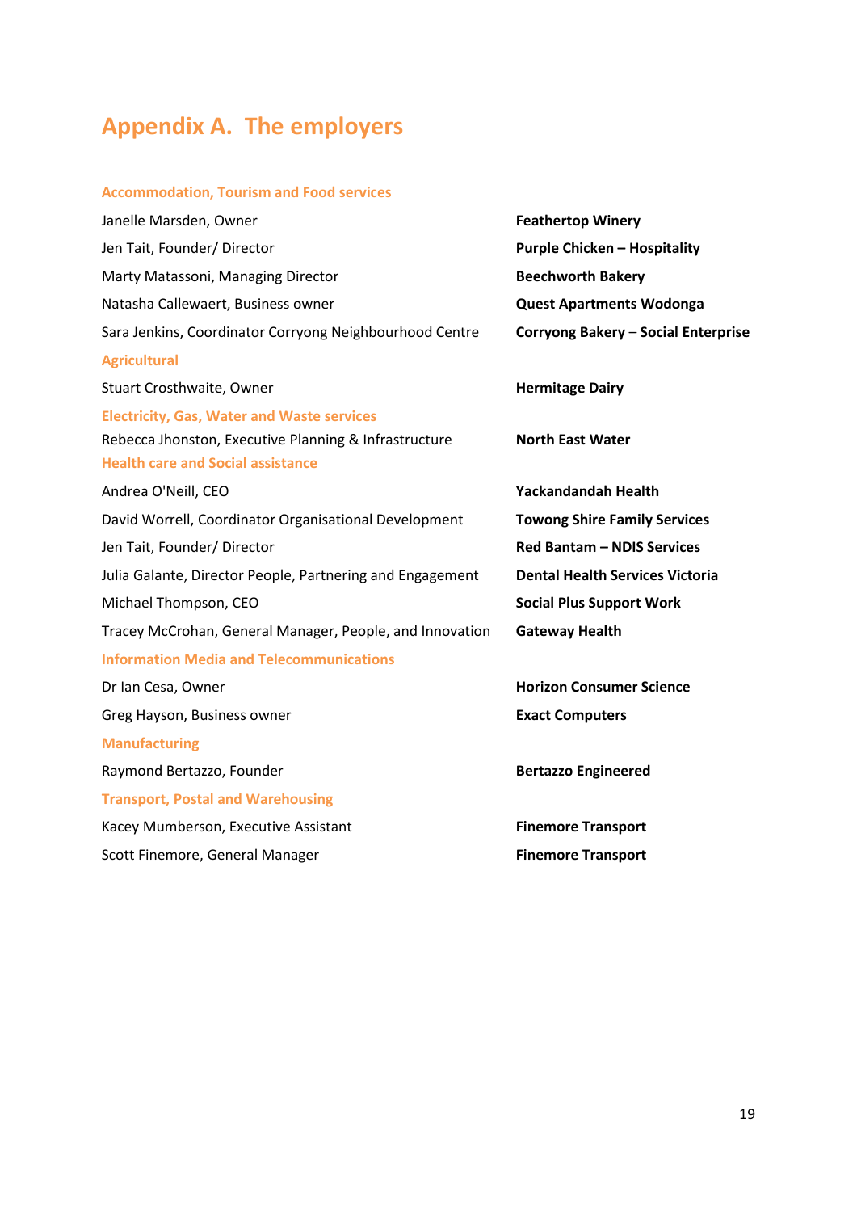# Appendix A. The employers

### Accommodation, Tourism and Food services

| | |
|---|---|
| Janelle Marsden, Owner | **Feathertop Winery** |
| Jen Tait, Founder/ Director | **Purple Chicken – Hospitality** |
| Marty Matassoni, Managing Director | **Beechworth Bakery** |
| Natasha Callewaert, Business owner | **Quest Apartments Wodonga** |
| Sara Jenkins, Coordinator Corryong Neighbourhood Centre | **Corryong Bakery – Social Enterprise** |

### Agricultural

| | |
|---|---|
| Stuart Crosthwaite, Owner | **Hermitage Dairy** |

### Electricity, Gas, Water and Waste services

| | |
|---|---|
| Rebecca Jhonston, Executive Planning & Infrastructure | **North East Water** |

### Health care and Social assistance

| | |
|---|---|
| Andrea O'Neill, CEO | **Yackandandah Health** |
| David Worrell, Coordinator Organisational Development | **Towong Shire Family Services** |
| Jen Tait, Founder/ Director | **Red Bantam – NDIS Services** |
| Julia Galante, Director People, Partnering and Engagement | **Dental Health Services Victoria** |
| Michael Thompson, CEO | **Social Plus Support Work** |
| Tracey McCrohan, General Manager, People, and Innovation | **Gateway Health** |

### Information Media and Telecommunications

| | |
|---|---|
| Dr Ian Cesa, Owner | **Horizon Consumer Science** |
| Greg Hayson, Business owner | **Exact Computers** |

### Manufacturing

| | |
|---|---|
| Raymond Bertazzo, Founder | **Bertazzo Engineered** |

### Transport, Postal and Warehousing

| | |
|---|---|
| Kacey Mumberson, Executive Assistant | **Finemore Transport** |
| Scott Finemore, General Manager | **Finemore Transport** |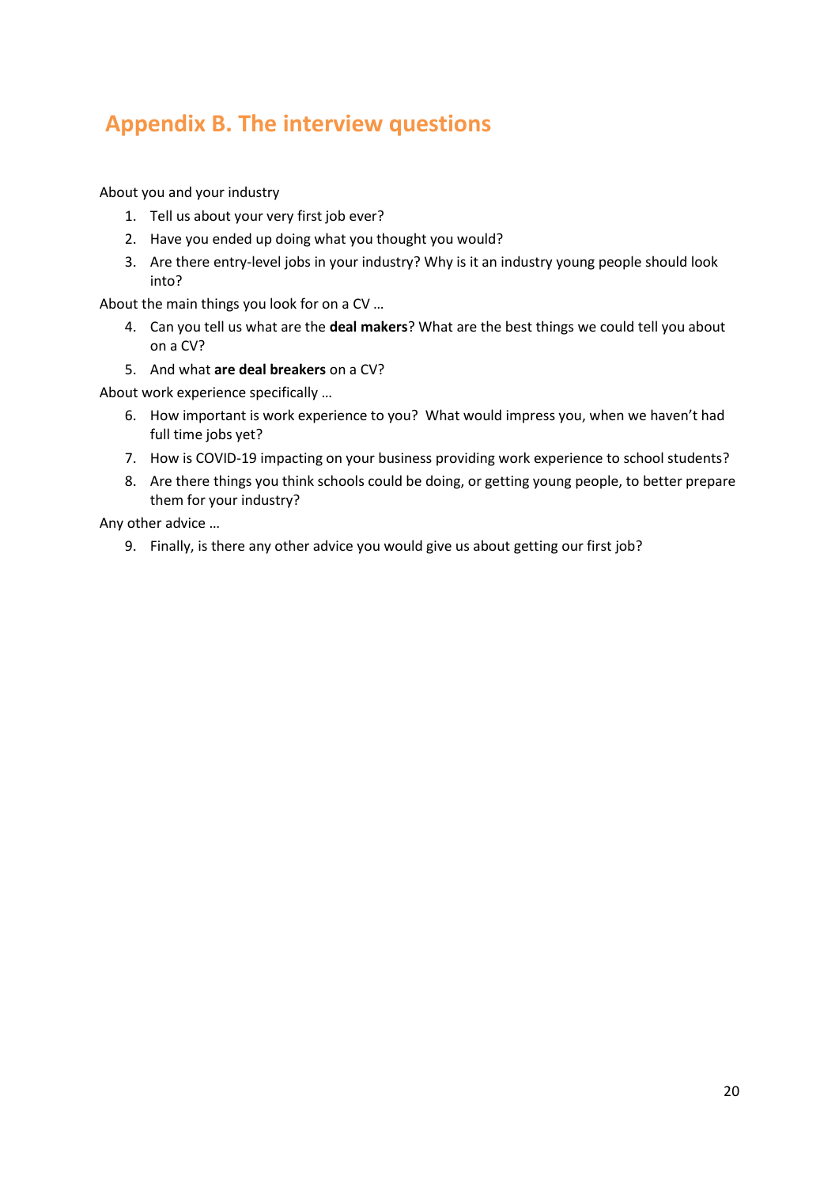# Appendix B. The interview questions

About you and your industry

1. Tell us about your very first job ever?
2. Have you ended up doing what you thought you would?
3. Are there entry-level jobs in your industry? Why is it an industry young people should look into?

About the main things you look for on a CV …

4. Can you tell us what are the **deal makers**? What are the best things we could tell you about on a CV?
5. And what **are deal breakers** on a CV?

About work experience specifically …

6. How important is work experience to you? What would impress you, when we haven't had full time jobs yet?
7. How is COVID-19 impacting on your business providing work experience to school students?
8. Are there things you think schools could be doing, or getting young people, to better prepare them for your industry?

Any other advice …

9. Finally, is there any other advice you would give us about getting our first job?